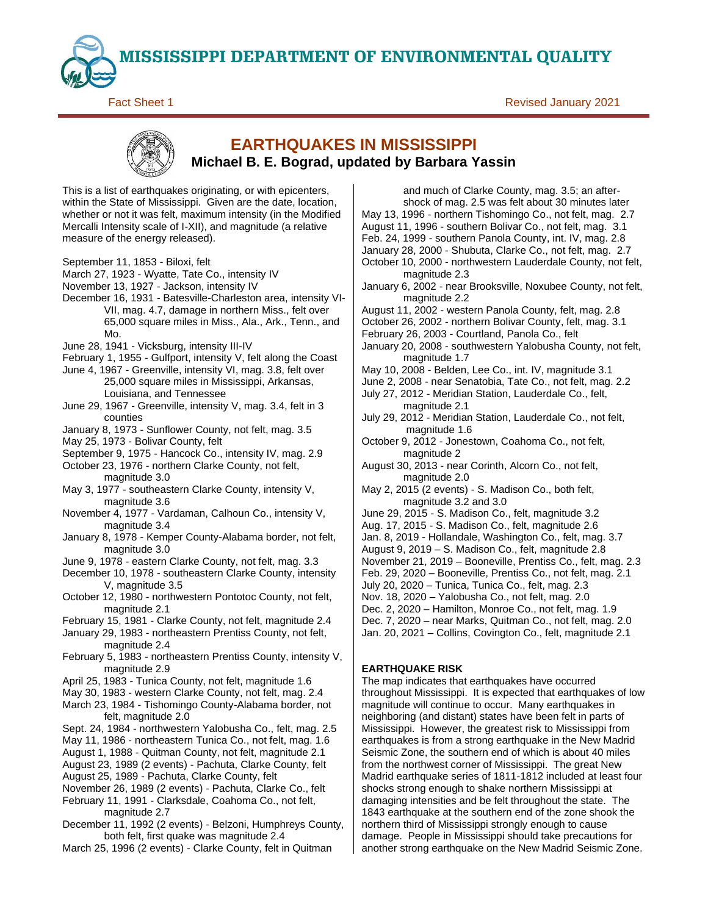# MISSISSIPPI DEPARTMENT OF ENVIRONMENTAL QUALITY

Fact Sheet 1 — Revised January 2021

## EARTHQUAKES IN MISSISSIPPI

**Michael B. E. Bograd, updated by Barbara Yassin**

This is a list of earthquakes originating, or with epicenters, within the State of Mississippi. Given are the date, location, whether or not it was felt, maximum intensity (in the Modified Mercalli Intensity scale of I-XII), and magnitude (a relative measure of the energy released).

September 11, 1853 - Biloxi, felt
March 27, 1923 - Wyatte, Tate Co., intensity IV
November 13, 1927 - Jackson, intensity IV
December 16, 1931 - Batesville-Charleston area, intensity VI-VII, mag. 4.7, damage in northern Miss., felt over 65,000 square miles in Miss., Ala., Ark., Tenn., and Mo.
June 28, 1941 - Vicksburg, intensity III-IV
February 1, 1955 - Gulfport, intensity V, felt along the Coast
June 4, 1967 - Greenville, intensity VI, mag. 3.8, felt over 25,000 square miles in Mississippi, Arkansas, Louisiana, and Tennessee
June 29, 1967 - Greenville, intensity V, mag. 3.4, felt in 3 counties
January 8, 1973 - Sunflower County, not felt, mag. 3.5
May 25, 1973 - Bolivar County, felt
September 9, 1975 - Hancock Co., intensity IV, mag. 2.9
October 23, 1976 - northern Clarke County, not felt, magnitude 3.0
May 3, 1977 - southeastern Clarke County, intensity V, magnitude 3.6
November 4, 1977 - Vardaman, Calhoun Co., intensity V, magnitude 3.4
January 8, 1978 - Kemper County-Alabama border, not felt, magnitude 3.0
June 9, 1978 - eastern Clarke County, not felt, mag. 3.3
December 10, 1978 - southeastern Clarke County, intensity V, magnitude 3.5
October 12, 1980 - northwestern Pontotoc County, not felt, magnitude 2.1
February 15, 1981 - Clarke County, not felt, magnitude 2.4
January 29, 1983 - northeastern Prentiss County, not felt, magnitude 2.4
February 5, 1983 - northeastern Prentiss County, intensity V, magnitude 2.9
April 25, 1983 - Tunica County, not felt, magnitude 1.6
May 30, 1983 - western Clarke County, not felt, mag. 2.4
March 23, 1984 - Tishomingo County-Alabama border, not felt, magnitude 2.0
Sept. 24, 1984 - northwestern Yalobusha Co., felt, mag. 2.5
May 11, 1986 - northeastern Tunica Co., not felt, mag. 1.6
August 1, 1988 - Quitman County, not felt, magnitude 2.1
August 23, 1989 (2 events) - Pachuta, Clarke County, felt
August 25, 1989 - Pachuta, Clarke County, felt
November 26, 1989 (2 events) - Pachuta, Clarke Co., felt
February 11, 1991 - Clarksdale, Coahoma Co., not felt, magnitude 2.7
December 11, 1992 (2 events) - Belzoni, Humphreys County, both felt, first quake was magnitude 2.4
March 25, 1996 (2 events) - Clarke County, felt in Quitman and much of Clarke County, mag. 3.5; an after-shock of mag. 2.5 was felt about 30 minutes later
May 13, 1996 - northern Tishomingo Co., not felt, mag. 2.7
August 11, 1996 - southern Bolivar Co., not felt, mag. 3.1
Feb. 24, 1999 - southern Panola County, int. IV, mag. 2.8
January 28, 2000 - Shubuta, Clarke Co., not felt, mag. 2.7
October 10, 2000 - northwestern Lauderdale County, not felt, magnitude 2.3
January 6, 2002 - near Brooksville, Noxubee County, not felt, magnitude 2.2
August 11, 2002 - western Panola County, felt, mag. 2.8
October 26, 2002 - northern Bolivar County, felt, mag. 3.1
February 26, 2003 - Courtland, Panola Co., felt
January 20, 2008 - southwestern Yalobusha County, not felt, magnitude 1.7
May 10, 2008 - Belden, Lee Co., int. IV, magnitude 3.1
June 2, 2008 - near Senatobia, Tate Co., not felt, mag. 2.2
July 27, 2012 - Meridian Station, Lauderdale Co., felt, magnitude 2.1
July 29, 2012 - Meridian Station, Lauderdale Co., not felt, magnitude 1.6
October 9, 2012 - Jonestown, Coahoma Co., not felt, magnitude 2
August 30, 2013 - near Corinth, Alcorn Co., not felt, magnitude 2.0
May 2, 2015 (2 events) - S. Madison Co., both felt, magnitude 3.2 and 3.0
June 29, 2015 - S. Madison Co., felt, magnitude 3.2
Aug. 17, 2015 - S. Madison Co., felt, magnitude 2.6
Jan. 8, 2019 - Hollandale, Washington Co., felt, mag. 3.7
August 9, 2019 – S. Madison Co., felt, magnitude 2.8
November 21, 2019 – Booneville, Prentiss Co., felt, mag. 2.3
Feb. 29, 2020 – Booneville, Prentiss Co., not felt, mag. 2.1
July 20, 2020 – Tunica, Tunica Co., felt, mag. 2.3
Nov. 18, 2020 – Yalobusha Co., not felt, mag. 2.0
Dec. 2, 2020 – Hamilton, Monroe Co., not felt, mag. 1.9
Dec. 7, 2020 – near Marks, Quitman Co., not felt, mag. 2.0
Jan. 20, 2021 – Collins, Covington Co., felt, magnitude 2.1

### EARTHQUAKE RISK

The map indicates that earthquakes have occurred throughout Mississippi. It is expected that earthquakes of low magnitude will continue to occur. Many earthquakes in neighboring (and distant) states have been felt in parts of Mississippi. However, the greatest risk to Mississippi from earthquakes is from a strong earthquake in the New Madrid Seismic Zone, the southern end of which is about 40 miles from the northwest corner of Mississippi. The great New Madrid earthquake series of 1811-1812 included at least four shocks strong enough to shake northern Mississippi at damaging intensities and be felt throughout the state. The 1843 earthquake at the southern end of the zone shook the northern third of Mississippi strongly enough to cause damage. People in Mississippi should take precautions for another strong earthquake on the New Madrid Seismic Zone.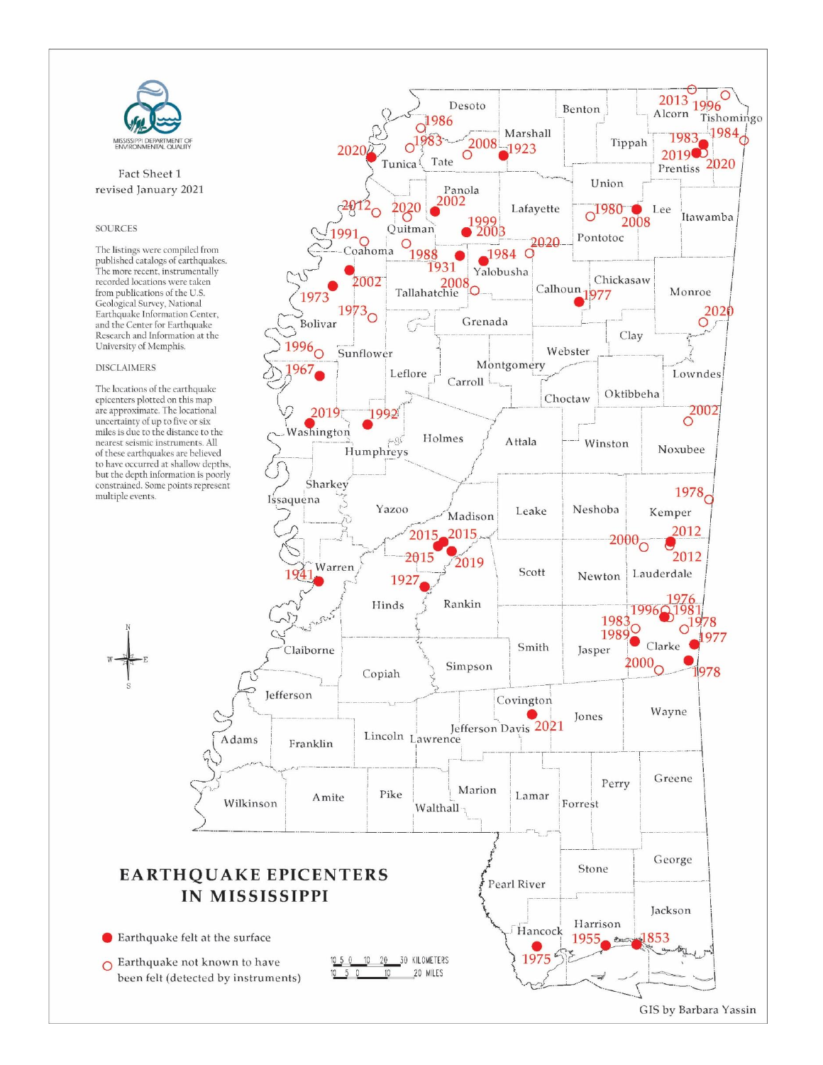MISSISSIPPI DEPARTMENT OF ENVIRONMENTAL QUALITY

Fact Sheet 1
revised January 2021

SOURCES

The listings were compiled from published catalogs of earthquakes. The more recent, instrumentally recorded locations were taken from publications of the U.S. Geological Survey, National Earthquake Information Center, and the Center for Earthquake Research and Information at the University of Memphis.

DISCLAIMERS

The locations of the earthquake epicenters plotted on this map are approximate. The locational uncertainty of up to five or six miles is due to the distance to the nearest seismic instruments. All of these earthquakes are believed to have occurred at shallow depths, but the depth information is poorly constrained. Some points represent multiple events.

# EARTHQUAKE EPICENTERS IN MISSISSIPPI

● Earthquake felt at the surface

○ Earthquake not known to have been felt (detected by instruments)

10 5 0 10 20 30 KILOMETERS

10 5 0 10 20 MILES

N
W E
S

Desoto, Benton, Alcorn, Tishomingo, Marshall, Tippah, Tunica, Tate, Prentiss, Union, Panola, Lafayette, Lee, Itawamba, Quitman, Coahoma, Pontotoc, Yalobusha, Chickasaw, Calhoun, Monroe, Tallahatchie, Bolivar, Grenada, Clay, Sunflower, Webster, Lowndes, Montgomery, Leflore, Carroll, Choctaw, Oktibbeha, Washington, Holmes, Attala, Winston, Noxubee, Humphreys, Sharkey, Issaquena, Yazoo, Madison, Leake, Neshoba, Kemper, Warren, Scott, Newton, Lauderdale, Hinds, Rankin, Claiborne, Smith, Jasper, Clarke, Copiah, Simpson, Jefferson, Covington, Jones, Wayne, Adams, Franklin, Lincoln, Lawrence, Jefferson Davis, Wilkinson, Amite, Pike, Walthall, Marion, Lamar, Forrest, Perry, Greene, Stone, George, Pearl River, Jackson, Hancock, Harrison

1986, 1983, 2020, 2008, 1923, 2013, 1996, 1983, 1984, 2019, 2020, 2012, 2020, 2002, 1999, 2003, 1980, 2008, 1991, 1988, 1931, 1984, 2020, 2002, 2008, 1977, 1973, 1973, 2020, 1996, 1967, 2019, 1992, 2002, 1978, 2015, 2015, 2015, 2019, 2000, 2012, 2012, 1941, 1927, 1976, 1996, 1981, 1983, 1978, 1989, 1977, 2000, 1978, 2021, 1955, 1853, 1975

GIS by Barbara Yassin